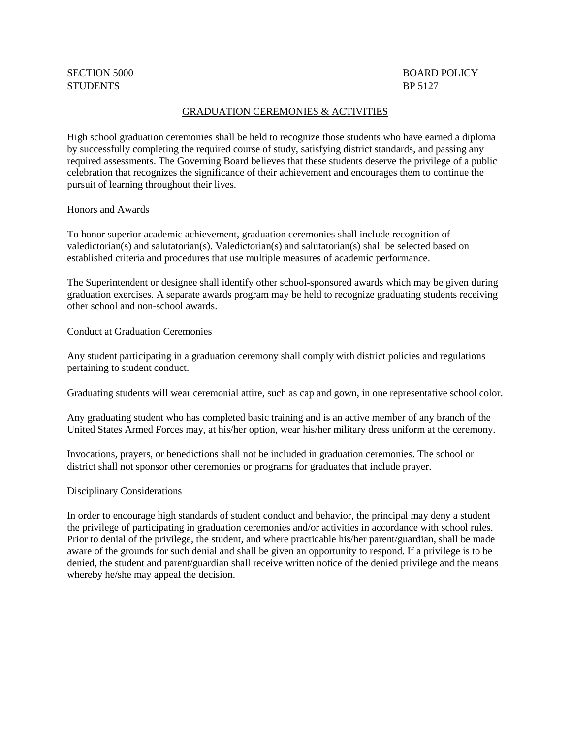SECTION 5000 BOARD POLICY
STUDENTS BP 5127

# GRADUATION CEREMONIES & ACTIVITIES

High school graduation ceremonies shall be held to recognize those students who have earned a diploma by successfully completing the required course of study, satisfying district standards, and passing any required assessments. The Governing Board believes that these students deserve the privilege of a public celebration that recognizes the significance of their achievement and encourages them to continue the pursuit of learning throughout their lives.

## Honors and Awards

To honor superior academic achievement, graduation ceremonies shall include recognition of valedictorian(s) and salutatorian(s). Valedictorian(s) and salutatorian(s) shall be selected based on established criteria and procedures that use multiple measures of academic performance.

The Superintendent or designee shall identify other school-sponsored awards which may be given during graduation exercises. A separate awards program may be held to recognize graduating students receiving other school and non-school awards.

## Conduct at Graduation Ceremonies

Any student participating in a graduation ceremony shall comply with district policies and regulations pertaining to student conduct.

Graduating students will wear ceremonial attire, such as cap and gown, in one representative school color.

Any graduating student who has completed basic training and is an active member of any branch of the United States Armed Forces may, at his/her option, wear his/her military dress uniform at the ceremony.

Invocations, prayers, or benedictions shall not be included in graduation ceremonies. The school or district shall not sponsor other ceremonies or programs for graduates that include prayer.

## Disciplinary Considerations

In order to encourage high standards of student conduct and behavior, the principal may deny a student the privilege of participating in graduation ceremonies and/or activities in accordance with school rules. Prior to denial of the privilege, the student, and where practicable his/her parent/guardian, shall be made aware of the grounds for such denial and shall be given an opportunity to respond. If a privilege is to be denied, the student and parent/guardian shall receive written notice of the denied privilege and the means whereby he/she may appeal the decision.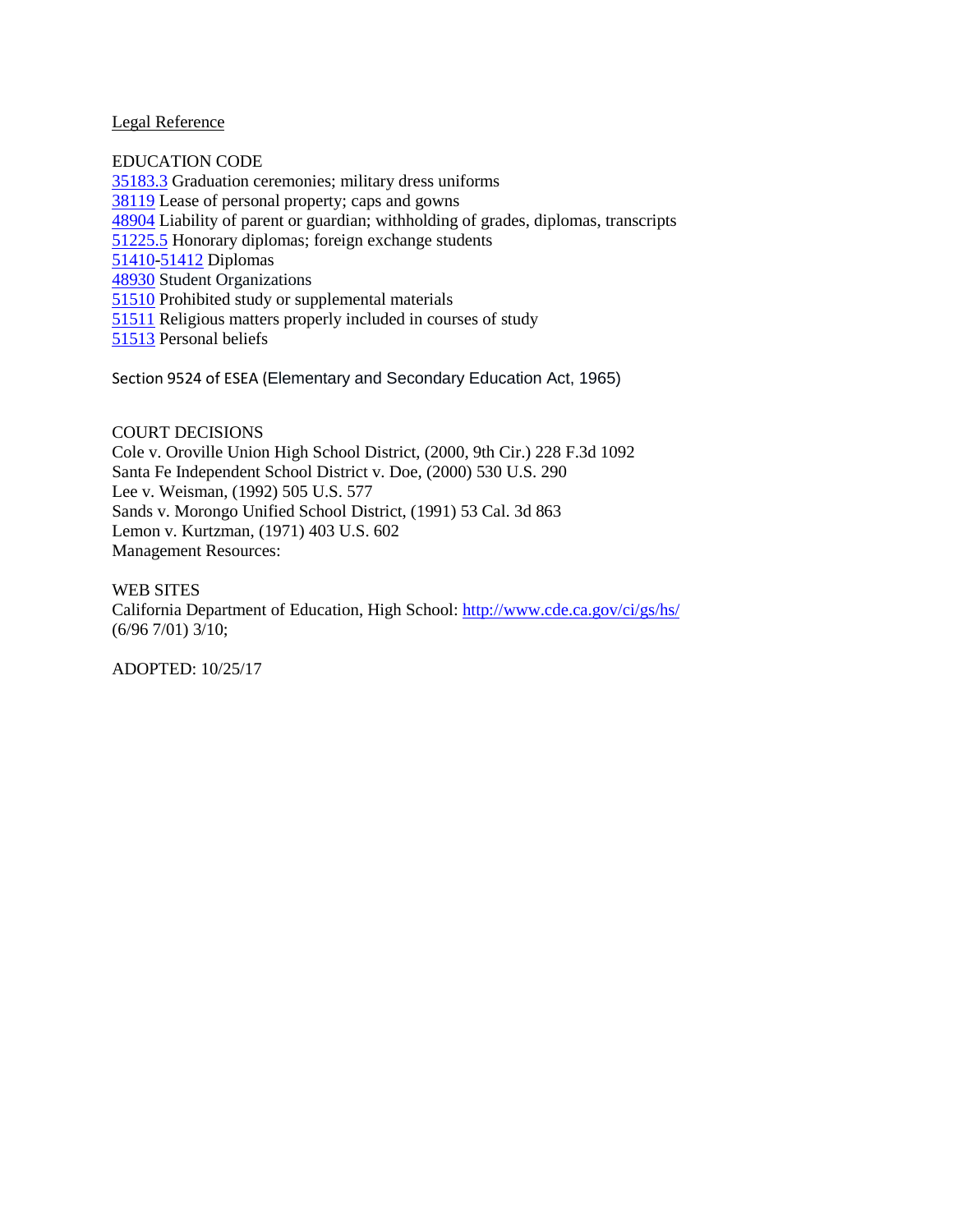Legal Reference

EDUCATION CODE
35183.3 Graduation ceremonies; military dress uniforms
38119 Lease of personal property; caps and gowns
48904 Liability of parent or guardian; withholding of grades, diplomas, transcripts
51225.5 Honorary diplomas; foreign exchange students
51410-51412 Diplomas
48930 Student Organizations
51510 Prohibited study or supplemental materials
51511 Religious matters properly included in courses of study
51513 Personal beliefs

Section 9524 of ESEA (Elementary and Secondary Education Act, 1965)

COURT DECISIONS
Cole v. Oroville Union High School District, (2000, 9th Cir.) 228 F.3d 1092
Santa Fe Independent School District v. Doe, (2000) 530 U.S. 290
Lee v. Weisman, (1992) 505 U.S. 577
Sands v. Morongo Unified School District, (1991) 53 Cal. 3d 863
Lemon v. Kurtzman, (1971) 403 U.S. 602
Management Resources:

WEB SITES
California Department of Education, High School: http://www.cde.ca.gov/ci/gs/hs/
(6/96 7/01) 3/10;

ADOPTED: 10/25/17